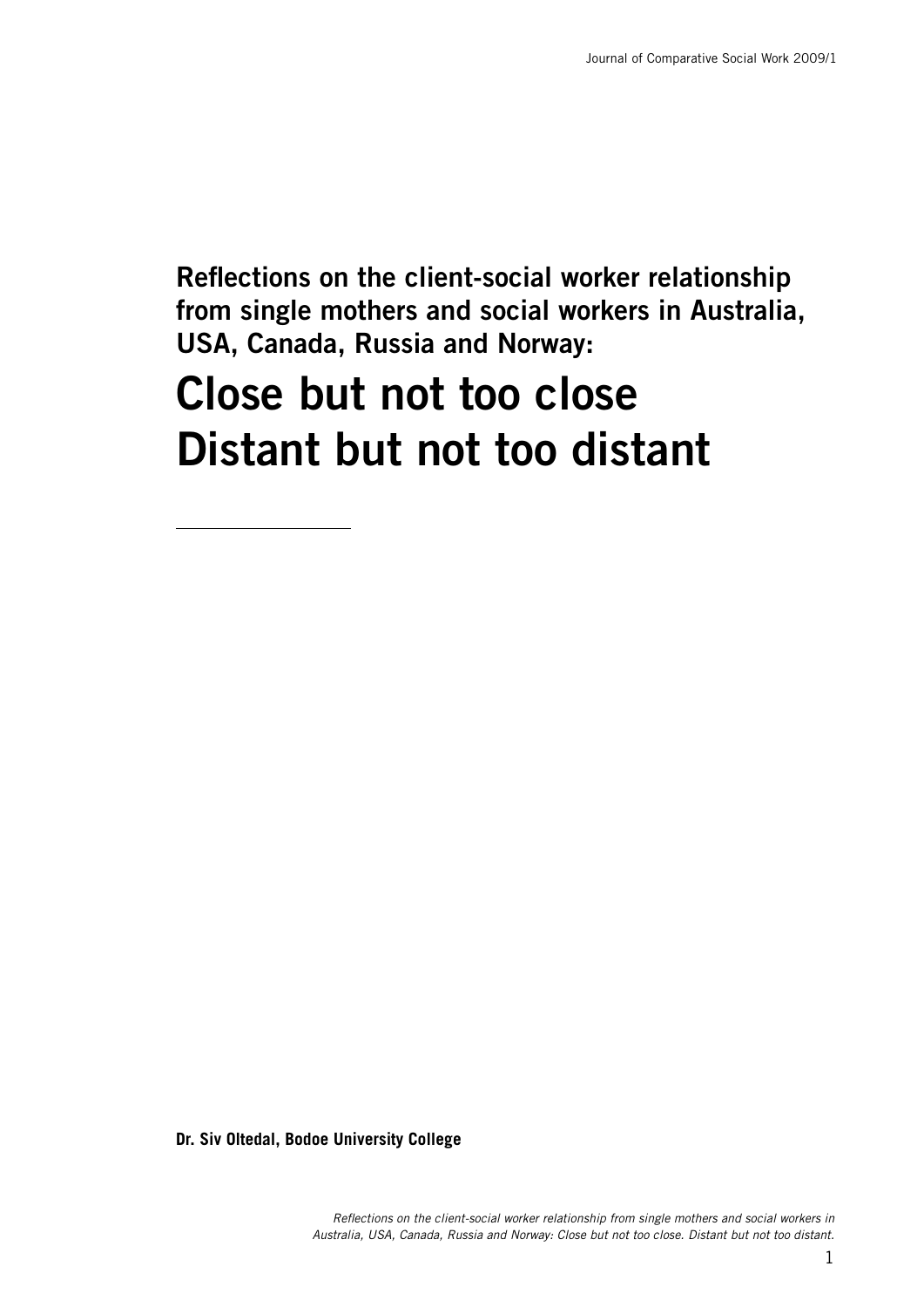## Reflections on the client-social worker relationship from single mothers and social workers in Australia, USA, Canada, Russia and Norway:

# Close but not too close Distant but not too distant

**Dr. Siv Oltedal, Bodoe University College**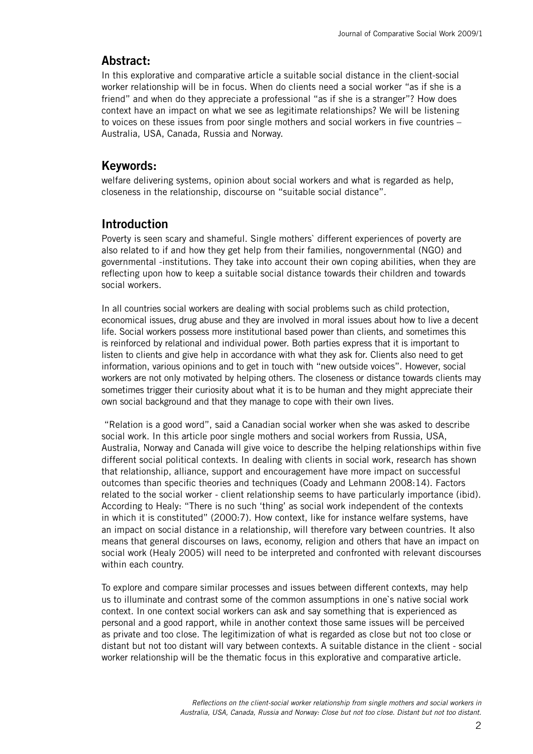## Abstract:

In this explorative and comparative article a suitable social distance in the client-social worker relationship will be in focus. When do clients need a social worker "as if she is a friend" and when do they appreciate a professional "as if she is a stranger"? How does context have an impact on what we see as legitimate relationships? We will be listening to voices on these issues from poor single mothers and social workers in five countries – Australia, USA, Canada, Russia and Norway.

## Keywords:

welfare delivering systems, opinion about social workers and what is regarded as help, closeness in the relationship, discourse on "suitable social distance".

## Introduction

Poverty is seen scary and shameful. Single mothers` different experiences of poverty are also related to if and how they get help from their families, nongovernmental (NGO) and governmental -institutions. They take into account their own coping abilities, when they are reflecting upon how to keep a suitable social distance towards their children and towards social workers.

In all countries social workers are dealing with social problems such as child protection, economical issues, drug abuse and they are involved in moral issues about how to live a decent life. Social workers possess more institutional based power than clients, and sometimes this is reinforced by relational and individual power. Both parties express that it is important to listen to clients and give help in accordance with what they ask for. Clients also need to get information, various opinions and to get in touch with "new outside voices". However, social workers are not only motivated by helping others. The closeness or distance towards clients may sometimes trigger their curiosity about what it is to be human and they might appreciate their own social background and that they manage to cope with their own lives.

"Relation is a good word", said a Canadian social worker when she was asked to describe social work. In this article poor single mothers and social workers from Russia, USA, Australia, Norway and Canada will give voice to describe the helping relationships within five different social political contexts. In dealing with clients in social work, research has shown that relationship, alliance, support and encouragement have more impact on successful outcomes than specific theories and techniques (Coady and Lehmann 2008:14). Factors related to the social worker - client relationship seems to have particularly importance (ibid). According to Healy: "There is no such 'thing' as social work independent of the contexts in which it is constituted" (2000:7). How context, like for instance welfare systems, have an impact on social distance in a relationship, will therefore vary between countries. It also means that general discourses on laws, economy, religion and others that have an impact on social work (Healy 2005) will need to be interpreted and confronted with relevant discourses within each country.

To explore and compare similar processes and issues between different contexts, may help us to illuminate and contrast some of the common assumptions in one`s native social work context. In one context social workers can ask and say something that is experienced as personal and a good rapport, while in another context those same issues will be perceived as private and too close. The legitimization of what is regarded as close but not too close or distant but not too distant will vary between contexts. A suitable distance in the client - social worker relationship will be the thematic focus in this explorative and comparative article.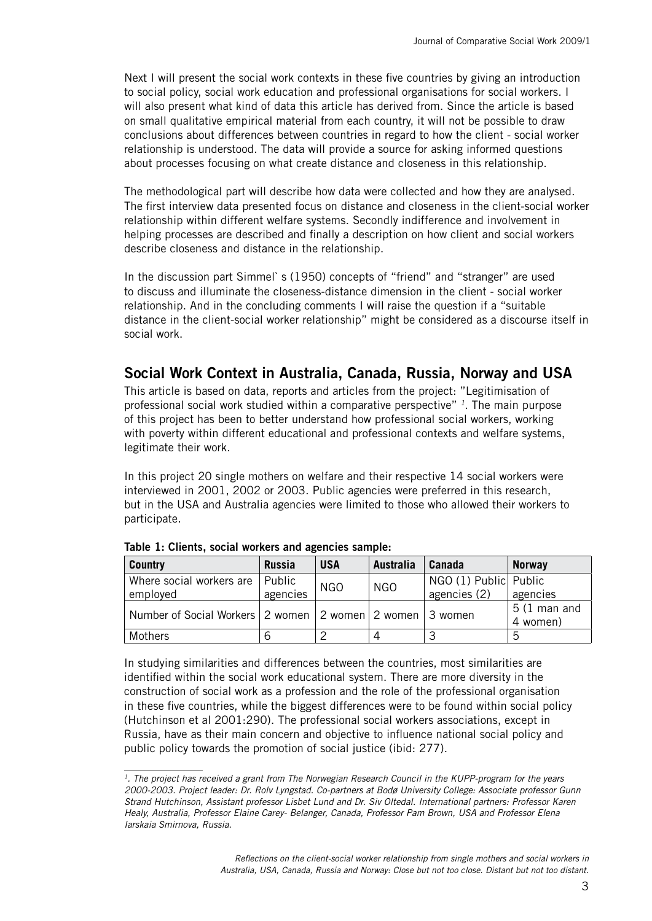Next I will present the social work contexts in these five countries by giving an introduction to social policy, social work education and professional organisations for social workers. I will also present what kind of data this article has derived from. Since the article is based on small qualitative empirical material from each country, it will not be possible to draw conclusions about differences between countries in regard to how the client - social worker relationship is understood. The data will provide a source for asking informed questions about processes focusing on what create distance and closeness in this relationship.

The methodological part will describe how data were collected and how they are analysed. The first interview data presented focus on distance and closeness in the client-social worker relationship within different welfare systems. Secondly indifference and involvement in helping processes are described and finally a description on how client and social workers describe closeness and distance in the relationship.

In the discussion part Simmel` s (1950) concepts of "friend" and "stranger" are used to discuss and illuminate the closeness-distance dimension in the client - social worker relationship. And in the concluding comments I will raise the question if a "suitable distance in the client-social worker relationship" might be considered as a discourse itself in social work.

## Social Work Context in Australia, Canada, Russia, Norway and USA

This article is based on data, reports and articles from the project: "Legitimisation of professional social work studied within a comparative perspective" [1]. The main purpose of this project has been to better understand how professional social workers, working with poverty within different educational and professional contexts and welfare systems, legitimate their work.

In this project 20 single mothers on welfare and their respective 14 social workers were interviewed in 2001, 2002 or 2003. Public agencies were preferred in this research, but in the USA and Australia agencies were limited to those who allowed their workers to participate.

**Table 1: Clients, social workers and agencies sample:**

| Country | Russia | USA | Australia | Canada | Norway |
|---|---|---|---|---|---|
| Where social workers are employed | Public agencies | NGO | NGO | NGO (1) Public agencies (2) | Public agencies |
| Number of Social Workers | 2 women | 2 women | 2 women | 3 women | 5 (1 man and 4 women) |
| Mothers | 6 | 2 | 4 | 3 | 5 |

In studying similarities and differences between the countries, most similarities are identified within the social work educational system. There are more diversity in the construction of social work as a profession and the role of the professional organisation in these five countries, while the biggest differences were to be found within social policy (Hutchinson et al 2001:290). The professional social workers associations, except in Russia, have as their main concern and objective to influence national social policy and public policy towards the promotion of social justice (ibid: 277).

---

*[1]. The project has received a grant from The Norwegian Research Council in the KUPP-program for the years 2000-2003. Project leader: Dr. Rolv Lyngstad. Co-partners at Bodø University College: Associate professor Gunn Strand Hutchinson, Assistant professor Lisbet Lund and Dr. Siv Oltedal. International partners: Professor Karen Healy, Australia, Professor Elaine Carey- Belanger, Canada, Professor Pam Brown, USA and Professor Elena Iarskaia Smirnova, Russia.*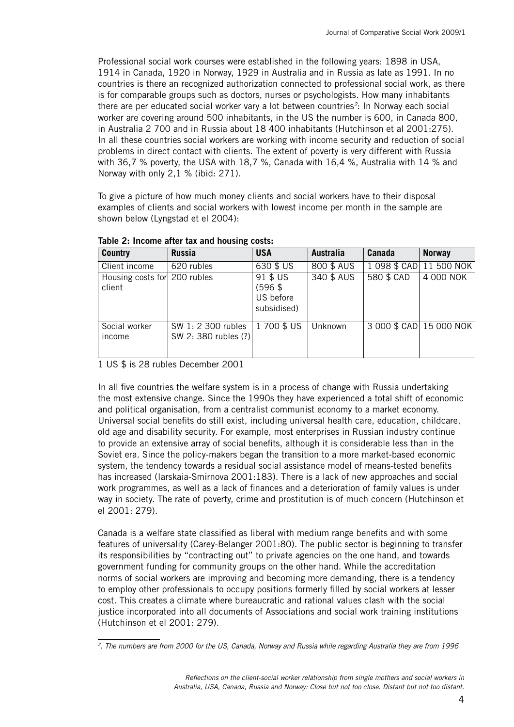Professional social work courses were established in the following years: 1898 in USA, 1914 in Canada, 1920 in Norway, 1929 in Australia and in Russia as late as 1991. In no countries is there an recognized authorization connected to professional social work, as there is for comparable groups such as doctors, nurses or psychologists. How many inhabitants there are per educated social worker vary a lot between countries[2]: In Norway each social worker are covering around 500 inhabitants, in the US the number is 600, in Canada 800, in Australia 2 700 and in Russia about 18 400 inhabitants (Hutchinson et al 2001:275). In all these countries social workers are working with income security and reduction of social problems in direct contact with clients. The extent of poverty is very different with Russia with 36,7 % poverty, the USA with 18,7 %, Canada with 16,4 %, Australia with 14 % and Norway with only 2,1 % (ibid: 271).

To give a picture of how much money clients and social workers have to their disposal examples of clients and social workers with lowest income per month in the sample are shown below (Lyngstad et el 2004):

**Table 2: Income after tax and housing costs:**

| Country | Russia | USA | Australia | Canada | Norway |
|---|---|---|---|---|---|
| Client income | 620 rubles | 630 $ US | 800 $ AUS | 1 098 $ CAD | 11 500 NOK |
| Housing costs for client | 200 rubles | 91 $ US (596 $ US before subsidised) | 340 $ AUS | 580 $ CAD | 4 000 NOK |
| Social worker income | SW 1: 2 300 rubles SW 2: 380 rubles (?) | 1 700 $ US | Unknown | 3 000 $ CAD | 15 000 NOK |

1 US $ is 28 rubles December 2001

In all five countries the welfare system is in a process of change with Russia undertaking the most extensive change. Since the 1990s they have experienced a total shift of economic and political organisation, from a centralist communist economy to a market economy. Universal social benefits do still exist, including universal health care, education, childcare, old age and disability security. For example, most enterprises in Russian industry continue to provide an extensive array of social benefits, although it is considerable less than in the Soviet era. Since the policy-makers began the transition to a more market-based economic system, the tendency towards a residual social assistance model of means-tested benefits has increased (Iarskaia-Smirnova 2001:183). There is a lack of new approaches and social work programmes, as well as a lack of finances and a deterioration of family values is under way in society. The rate of poverty, crime and prostitution is of much concern (Hutchinson et el 2001: 279).

Canada is a welfare state classified as liberal with medium range benefits and with some features of universality (Carey-Belanger 2001:80). The public sector is beginning to transfer its responsibilities by "contracting out" to private agencies on the one hand, and towards government funding for community groups on the other hand. While the accreditation norms of social workers are improving and becoming more demanding, there is a tendency to employ other professionals to occupy positions formerly filled by social workers at lesser cost. This creates a climate where bureaucratic and rational values clash with the social justice incorporated into all documents of Associations and social work training institutions (Hutchinson et el 2001: 279).

---

[2]. *The numbers are from 2000 for the US, Canada, Norway and Russia while regarding Australia they are from 1996*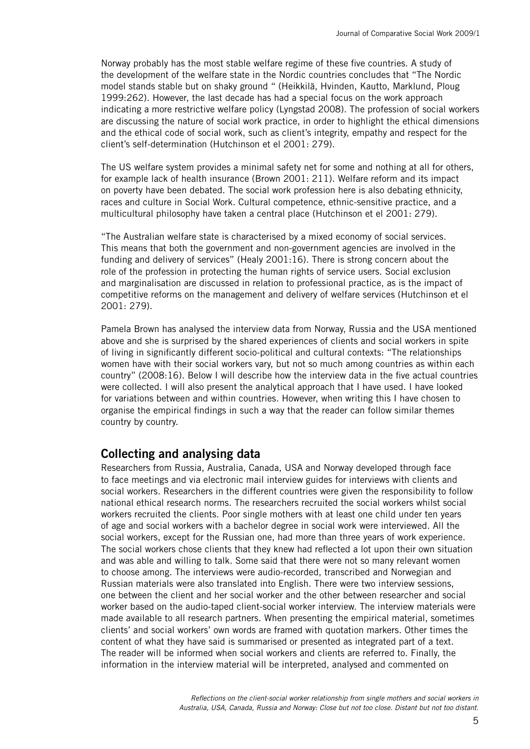Norway probably has the most stable welfare regime of these five countries. A study of the development of the welfare state in the Nordic countries concludes that "The Nordic model stands stable but on shaky ground " (Heikkilä, Hvinden, Kautto, Marklund, Ploug 1999:262). However, the last decade has had a special focus on the work approach indicating a more restrictive welfare policy (Lyngstad 2008). The profession of social workers are discussing the nature of social work practice, in order to highlight the ethical dimensions and the ethical code of social work, such as client's integrity, empathy and respect for the client's self-determination (Hutchinson et el 2001: 279).

The US welfare system provides a minimal safety net for some and nothing at all for others, for example lack of health insurance (Brown 2001: 211). Welfare reform and its impact on poverty have been debated. The social work profession here is also debating ethnicity, races and culture in Social Work. Cultural competence, ethnic-sensitive practice, and a multicultural philosophy have taken a central place (Hutchinson et el 2001: 279).

"The Australian welfare state is characterised by a mixed economy of social services. This means that both the government and non-government agencies are involved in the funding and delivery of services" (Healy 2001:16). There is strong concern about the role of the profession in protecting the human rights of service users. Social exclusion and marginalisation are discussed in relation to professional practice, as is the impact of competitive reforms on the management and delivery of welfare services (Hutchinson et el 2001: 279).

Pamela Brown has analysed the interview data from Norway, Russia and the USA mentioned above and she is surprised by the shared experiences of clients and social workers in spite of living in significantly different socio-political and cultural contexts: "The relationships women have with their social workers vary, but not so much among countries as within each country" (2008:16). Below I will describe how the interview data in the five actual countries were collected. I will also present the analytical approach that I have used. I have looked for variations between and within countries. However, when writing this I have chosen to organise the empirical findings in such a way that the reader can follow similar themes country by country.

## Collecting and analysing data

Researchers from Russia, Australia, Canada, USA and Norway developed through face to face meetings and via electronic mail interview guides for interviews with clients and social workers. Researchers in the different countries were given the responsibility to follow national ethical research norms. The researchers recruited the social workers whilst social workers recruited the clients. Poor single mothers with at least one child under ten years of age and social workers with a bachelor degree in social work were interviewed. All the social workers, except for the Russian one, had more than three years of work experience. The social workers chose clients that they knew had reflected a lot upon their own situation and was able and willing to talk. Some said that there were not so many relevant women to choose among. The interviews were audio-recorded, transcribed and Norwegian and Russian materials were also translated into English. There were two interview sessions, one between the client and her social worker and the other between researcher and social worker based on the audio-taped client-social worker interview. The interview materials were made available to all research partners. When presenting the empirical material, sometimes clients' and social workers' own words are framed with quotation markers. Other times the content of what they have said is summarised or presented as integrated part of a text. The reader will be informed when social workers and clients are referred to. Finally, the information in the interview material will be interpreted, analysed and commented on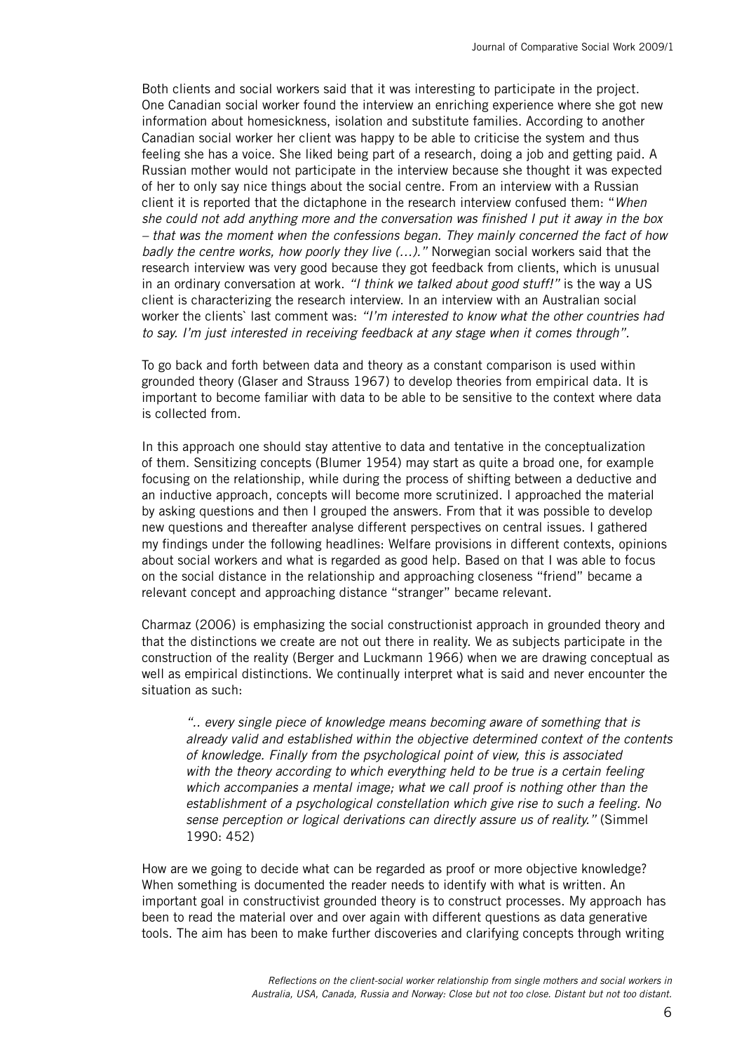Both clients and social workers said that it was interesting to participate in the project. One Canadian social worker found the interview an enriching experience where she got new information about homesickness, isolation and substitute families. According to another Canadian social worker her client was happy to be able to criticise the system and thus feeling she has a voice. She liked being part of a research, doing a job and getting paid. A Russian mother would not participate in the interview because she thought it was expected of her to only say nice things about the social centre. From an interview with a Russian client it is reported that the dictaphone in the research interview confused them: "*When she could not add anything more and the conversation was finished I put it away in the box – that was the moment when the confessions began. They mainly concerned the fact of how badly the centre works, how poorly they live (…).*" Norwegian social workers said that the research interview was very good because they got feedback from clients, which is unusual in an ordinary conversation at work. *"I think we talked about good stuff!"* is the way a US client is characterizing the research interview. In an interview with an Australian social worker the clients` last comment was: *"I'm interested to know what the other countries had to say. I'm just interested in receiving feedback at any stage when it comes through".*

To go back and forth between data and theory as a constant comparison is used within grounded theory (Glaser and Strauss 1967) to develop theories from empirical data. It is important to become familiar with data to be able to be sensitive to the context where data is collected from.

In this approach one should stay attentive to data and tentative in the conceptualization of them. Sensitizing concepts (Blumer 1954) may start as quite a broad one, for example focusing on the relationship, while during the process of shifting between a deductive and an inductive approach, concepts will become more scrutinized. I approached the material by asking questions and then I grouped the answers. From that it was possible to develop new questions and thereafter analyse different perspectives on central issues. I gathered my findings under the following headlines: Welfare provisions in different contexts, opinions about social workers and what is regarded as good help. Based on that I was able to focus on the social distance in the relationship and approaching closeness "friend" became a relevant concept and approaching distance "stranger" became relevant.

Charmaz (2006) is emphasizing the social constructionist approach in grounded theory and that the distinctions we create are not out there in reality. We as subjects participate in the construction of the reality (Berger and Luckmann 1966) when we are drawing conceptual as well as empirical distinctions. We continually interpret what is said and never encounter the situation as such:

> *".. every single piece of knowledge means becoming aware of something that is already valid and established within the objective determined context of the contents of knowledge. Finally from the psychological point of view, this is associated with the theory according to which everything held to be true is a certain feeling which accompanies a mental image; what we call proof is nothing other than the establishment of a psychological constellation which give rise to such a feeling. No sense perception or logical derivations can directly assure us of reality."* (Simmel 1990: 452)

How are we going to decide what can be regarded as proof or more objective knowledge? When something is documented the reader needs to identify with what is written. An important goal in constructivist grounded theory is to construct processes. My approach has been to read the material over and over again with different questions as data generative tools. The aim has been to make further discoveries and clarifying concepts through writing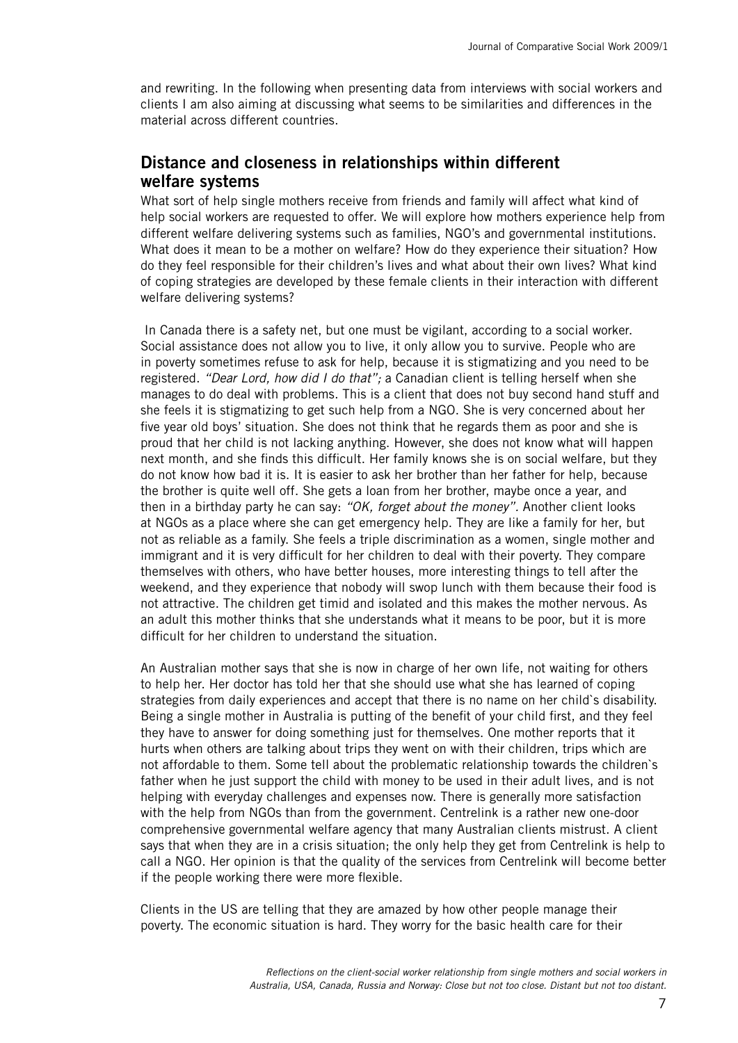and rewriting. In the following when presenting data from interviews with social workers and clients I am also aiming at discussing what seems to be similarities and differences in the material across different countries.

## Distance and closeness in relationships within different welfare systems

What sort of help single mothers receive from friends and family will affect what kind of help social workers are requested to offer. We will explore how mothers experience help from different welfare delivering systems such as families, NGO's and governmental institutions. What does it mean to be a mother on welfare? How do they experience their situation? How do they feel responsible for their children's lives and what about their own lives? What kind of coping strategies are developed by these female clients in their interaction with different welfare delivering systems?

In Canada there is a safety net, but one must be vigilant, according to a social worker. Social assistance does not allow you to live, it only allow you to survive. People who are in poverty sometimes refuse to ask for help, because it is stigmatizing and you need to be registered. *"Dear Lord, how did I do that";* a Canadian client is telling herself when she manages to do deal with problems. This is a client that does not buy second hand stuff and she feels it is stigmatizing to get such help from a NGO. She is very concerned about her five year old boys' situation. She does not think that he regards them as poor and she is proud that her child is not lacking anything. However, she does not know what will happen next month, and she finds this difficult. Her family knows she is on social welfare, but they do not know how bad it is. It is easier to ask her brother than her father for help, because the brother is quite well off. She gets a loan from her brother, maybe once a year, and then in a birthday party he can say: *"OK, forget about the money".* Another client looks at NGOs as a place where she can get emergency help. They are like a family for her, but not as reliable as a family. She feels a triple discrimination as a women, single mother and immigrant and it is very difficult for her children to deal with their poverty. They compare themselves with others, who have better houses, more interesting things to tell after the weekend, and they experience that nobody will swop lunch with them because their food is not attractive. The children get timid and isolated and this makes the mother nervous. As an adult this mother thinks that she understands what it means to be poor, but it is more difficult for her children to understand the situation.

An Australian mother says that she is now in charge of her own life, not waiting for others to help her. Her doctor has told her that she should use what she has learned of coping strategies from daily experiences and accept that there is no name on her child`s disability. Being a single mother in Australia is putting of the benefit of your child first, and they feel they have to answer for doing something just for themselves. One mother reports that it hurts when others are talking about trips they went on with their children, trips which are not affordable to them. Some tell about the problematic relationship towards the children`s father when he just support the child with money to be used in their adult lives, and is not helping with everyday challenges and expenses now. There is generally more satisfaction with the help from NGOs than from the government. Centrelink is a rather new one-door comprehensive governmental welfare agency that many Australian clients mistrust. A client says that when they are in a crisis situation; the only help they get from Centrelink is help to call a NGO. Her opinion is that the quality of the services from Centrelink will become better if the people working there were more flexible.

Clients in the US are telling that they are amazed by how other people manage their poverty. The economic situation is hard. They worry for the basic health care for their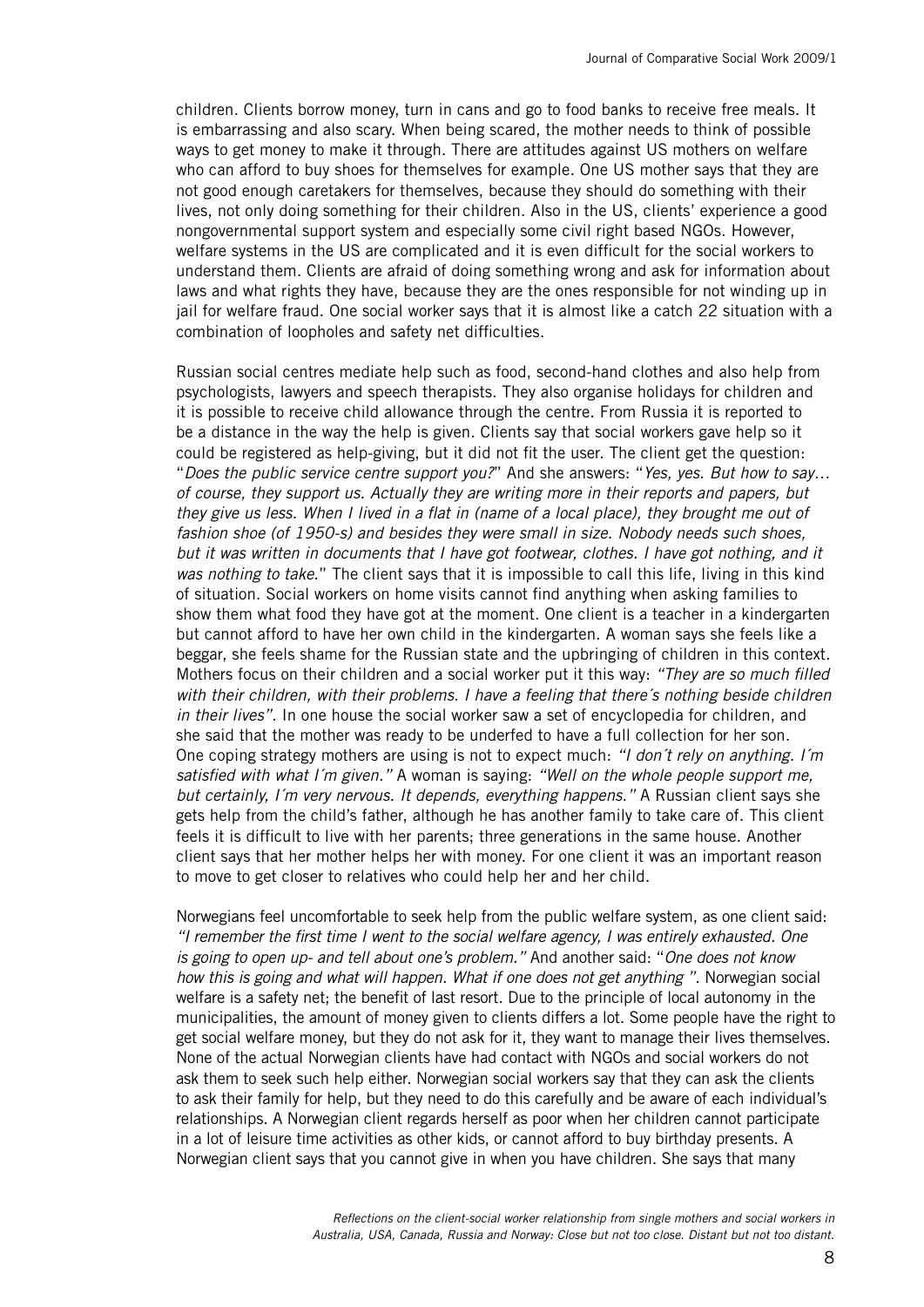children. Clients borrow money, turn in cans and go to food banks to receive free meals. It is embarrassing and also scary. When being scared, the mother needs to think of possible ways to get money to make it through. There are attitudes against US mothers on welfare who can afford to buy shoes for themselves for example. One US mother says that they are not good enough caretakers for themselves, because they should do something with their lives, not only doing something for their children. Also in the US, clients' experience a good nongovernmental support system and especially some civil right based NGOs. However, welfare systems in the US are complicated and it is even difficult for the social workers to understand them. Clients are afraid of doing something wrong and ask for information about laws and what rights they have, because they are the ones responsible for not winding up in jail for welfare fraud. One social worker says that it is almost like a catch 22 situation with a combination of loopholes and safety net difficulties.

Russian social centres mediate help such as food, second-hand clothes and also help from psychologists, lawyers and speech therapists. They also organise holidays for children and it is possible to receive child allowance through the centre. From Russia it is reported to be a distance in the way the help is given. Clients say that social workers gave help so it could be registered as help-giving, but it did not fit the user. The client get the question: "*Does the public service centre support you?*" And she answers: "*Yes, yes. But how to say… of course, they support us. Actually they are writing more in their reports and papers, but they give us less. When I lived in a flat in (name of a local place), they brought me out of fashion shoe (of 1950-s) and besides they were small in size. Nobody needs such shoes, but it was written in documents that I have got footwear, clothes. I have got nothing, and it was nothing to take.*" The client says that it is impossible to call this life, living in this kind of situation. Social workers on home visits cannot find anything when asking families to show them what food they have got at the moment. One client is a teacher in a kindergarten but cannot afford to have her own child in the kindergarten. A woman says she feels like a beggar, she feels shame for the Russian state and the upbringing of children in this context. Mothers focus on their children and a social worker put it this way: *"They are so much filled with their children, with their problems. I have a feeling that there´s nothing beside children in their lives"*. In one house the social worker saw a set of encyclopedia for children, and she said that the mother was ready to be underfed to have a full collection for her son. One coping strategy mothers are using is not to expect much: *"I don´t rely on anything. I´m satisfied with what I´m given."* A woman is saying: *"Well on the whole people support me, but certainly, I´m very nervous. It depends, everything happens."* A Russian client says she gets help from the child's father, although he has another family to take care of. This client feels it is difficult to live with her parents; three generations in the same house. Another client says that her mother helps her with money. For one client it was an important reason to move to get closer to relatives who could help her and her child.

Norwegians feel uncomfortable to seek help from the public welfare system, as one client said: *"I remember the first time I went to the social welfare agency, I was entirely exhausted. One is going to open up- and tell about one's problem."* And another said: "*One does not know how this is going and what will happen. What if one does not get anything* ". Norwegian social welfare is a safety net; the benefit of last resort. Due to the principle of local autonomy in the municipalities, the amount of money given to clients differs a lot. Some people have the right to get social welfare money, but they do not ask for it, they want to manage their lives themselves. None of the actual Norwegian clients have had contact with NGOs and social workers do not ask them to seek such help either. Norwegian social workers say that they can ask the clients to ask their family for help, but they need to do this carefully and be aware of each individual's relationships. A Norwegian client regards herself as poor when her children cannot participate in a lot of leisure time activities as other kids, or cannot afford to buy birthday presents. A Norwegian client says that you cannot give in when you have children. She says that many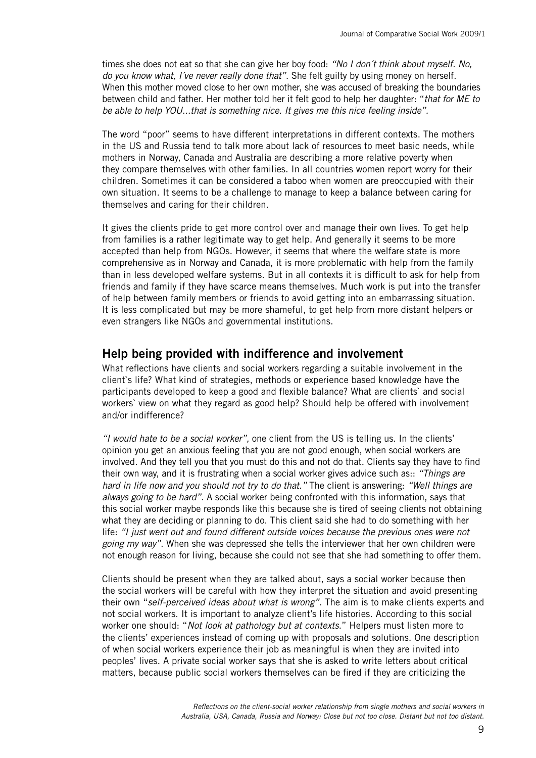times she does not eat so that she can give her boy food: *"No I don´t think about myself. No, do you know what, I´ve never really done that"*. She felt guilty by using money on herself. When this mother moved close to her own mother, she was accused of breaking the boundaries between child and father. Her mother told her it felt good to help her daughter: "*that for ME to be able to help YOU...that is something nice. It gives me this nice feeling inside"*.

The word "poor" seems to have different interpretations in different contexts. The mothers in the US and Russia tend to talk more about lack of resources to meet basic needs, while mothers in Norway, Canada and Australia are describing a more relative poverty when they compare themselves with other families. In all countries women report worry for their children. Sometimes it can be considered a taboo when women are preoccupied with their own situation. It seems to be a challenge to manage to keep a balance between caring for themselves and caring for their children.

It gives the clients pride to get more control over and manage their own lives. To get help from families is a rather legitimate way to get help. And generally it seems to be more accepted than help from NGOs. However, it seems that where the welfare state is more comprehensive as in Norway and Canada, it is more problematic with help from the family than in less developed welfare systems. But in all contexts it is difficult to ask for help from friends and family if they have scarce means themselves. Much work is put into the transfer of help between family members or friends to avoid getting into an embarrassing situation. It is less complicated but may be more shameful, to get help from more distant helpers or even strangers like NGOs and governmental institutions.

## Help being provided with indifference and involvement

What reflections have clients and social workers regarding a suitable involvement in the client`s life? What kind of strategies, methods or experience based knowledge have the participants developed to keep a good and flexible balance? What are clients` and social workers` view on what they regard as good help? Should help be offered with involvement and/or indifference?

*"I would hate to be a social worker",* one client from the US is telling us. In the clients' opinion you get an anxious feeling that you are not good enough, when social workers are involved. And they tell you that you must do this and not do that. Clients say they have to find their own way, and it is frustrating when a social worker gives advice such as:: *"Things are hard in life now and you should not try to do that."* The client is answering: *"Well things are always going to be hard"*. A social worker being confronted with this information, says that this social worker maybe responds like this because she is tired of seeing clients not obtaining what they are deciding or planning to do. This client said she had to do something with her life: *"I just went out and found different outside voices because the previous ones were not going my way"*. When she was depressed she tells the interviewer that her own children were not enough reason for living, because she could not see that she had something to offer them.

Clients should be present when they are talked about, says a social worker because then the social workers will be careful with how they interpret the situation and avoid presenting their own "*self-perceived ideas about what is wrong".* The aim is to make clients experts and not social workers. It is important to analyze client's life histories. According to this social worker one should: "*Not look at pathology but at contexts.*" Helpers must listen more to the clients' experiences instead of coming up with proposals and solutions. One description of when social workers experience their job as meaningful is when they are invited into peoples' lives. A private social worker says that she is asked to write letters about critical matters, because public social workers themselves can be fired if they are criticizing the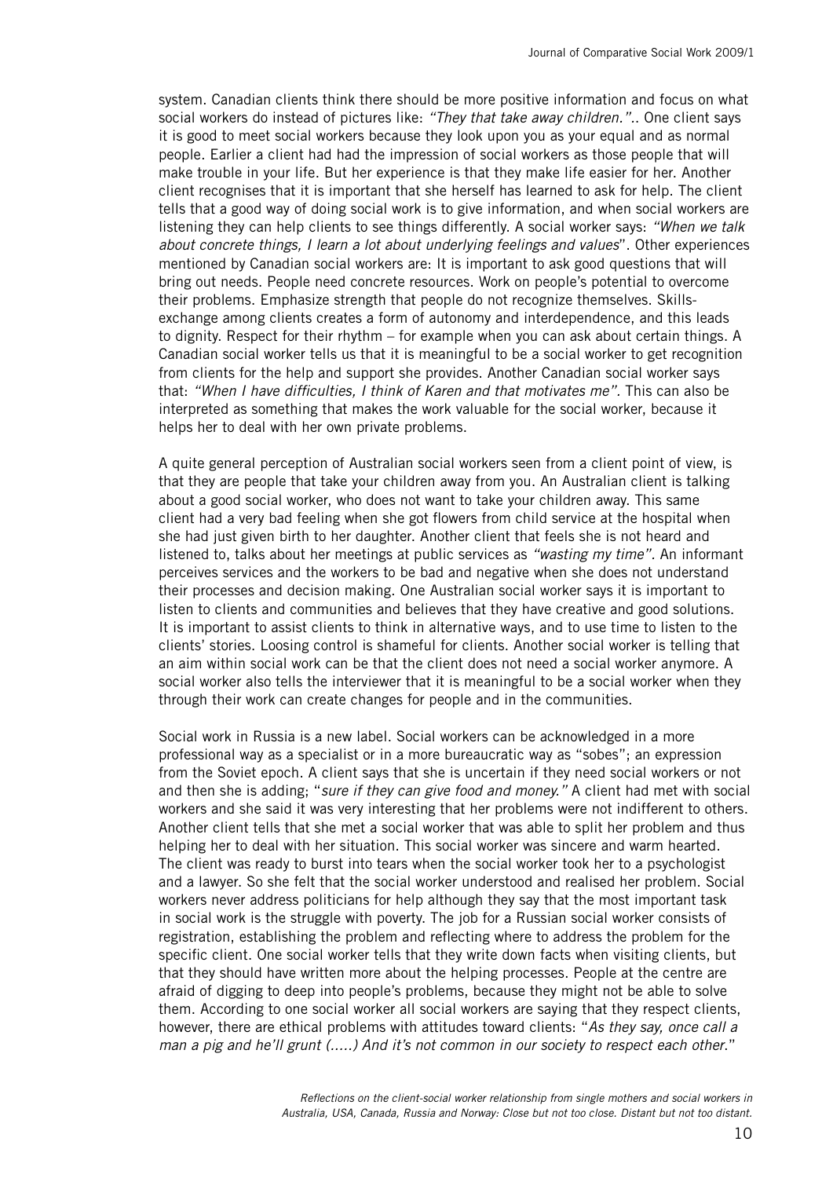system. Canadian clients think there should be more positive information and focus on what social workers do instead of pictures like: *"They that take away children."*.. One client says it is good to meet social workers because they look upon you as your equal and as normal people. Earlier a client had had the impression of social workers as those people that will make trouble in your life. But her experience is that they make life easier for her. Another client recognises that it is important that she herself has learned to ask for help. The client tells that a good way of doing social work is to give information, and when social workers are listening they can help clients to see things differently. A social worker says: *"When we talk about concrete things, I learn a lot about underlying feelings and values*". Other experiences mentioned by Canadian social workers are: It is important to ask good questions that will bring out needs. People need concrete resources. Work on people's potential to overcome their problems. Emphasize strength that people do not recognize themselves. Skills-exchange among clients creates a form of autonomy and interdependence, and this leads to dignity. Respect for their rhythm – for example when you can ask about certain things. A Canadian social worker tells us that it is meaningful to be a social worker to get recognition from clients for the help and support she provides. Another Canadian social worker says that: *"When I have difficulties, I think of Karen and that motivates me"*. This can also be interpreted as something that makes the work valuable for the social worker, because it helps her to deal with her own private problems.

A quite general perception of Australian social workers seen from a client point of view, is that they are people that take your children away from you. An Australian client is talking about a good social worker, who does not want to take your children away. This same client had a very bad feeling when she got flowers from child service at the hospital when she had just given birth to her daughter. Another client that feels she is not heard and listened to, talks about her meetings at public services as *"wasting my time"*. An informant perceives services and the workers to be bad and negative when she does not understand their processes and decision making. One Australian social worker says it is important to listen to clients and communities and believes that they have creative and good solutions. It is important to assist clients to think in alternative ways, and to use time to listen to the clients' stories. Loosing control is shameful for clients. Another social worker is telling that an aim within social work can be that the client does not need a social worker anymore. A social worker also tells the interviewer that it is meaningful to be a social worker when they through their work can create changes for people and in the communities.

Social work in Russia is a new label. Social workers can be acknowledged in a more professional way as a specialist or in a more bureaucratic way as "sobes"; an expression from the Soviet epoch. A client says that she is uncertain if they need social workers or not and then she is adding; "*sure if they can give food and money."* A client had met with social workers and she said it was very interesting that her problems were not indifferent to others. Another client tells that she met a social worker that was able to split her problem and thus helping her to deal with her situation. This social worker was sincere and warm hearted. The client was ready to burst into tears when the social worker took her to a psychologist and a lawyer. So she felt that the social worker understood and realised her problem. Social workers never address politicians for help although they say that the most important task in social work is the struggle with poverty. The job for a Russian social worker consists of registration, establishing the problem and reflecting where to address the problem for the specific client. One social worker tells that they write down facts when visiting clients, but that they should have written more about the helping processes. People at the centre are afraid of digging to deep into people's problems, because they might not be able to solve them. According to one social worker all social workers are saying that they respect clients, however, there are ethical problems with attitudes toward clients: "*As they say, once call a man a pig and he'll grunt (.....) And it's not common in our society to respect each other.*"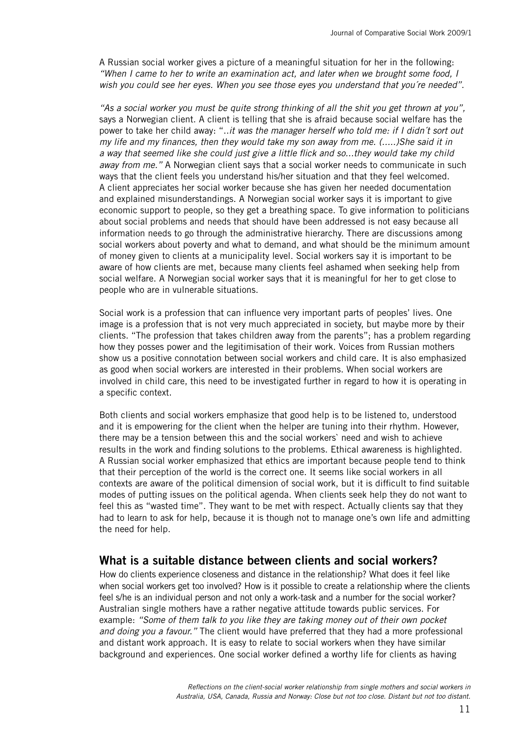A Russian social worker gives a picture of a meaningful situation for her in the following: *"When I came to her to write an examination act, and later when we brought some food, I wish you could see her eyes. When you see those eyes you understand that you´re needed"*.

*"As a social worker you must be quite strong thinking of all the shit you get thrown at you"*, says a Norwegian client. A client is telling that she is afraid because social welfare has the power to take her child away: "*..it was the manager herself who told me: if I didn´t sort out my life and my finances, then they would take my son away from me. (.....)She said it in a way that seemed like she could just give a little flick and so...they would take my child away from me."* A Norwegian client says that a social worker needs to communicate in such ways that the client feels you understand his/her situation and that they feel welcomed. A client appreciates her social worker because she has given her needed documentation and explained misunderstandings. A Norwegian social worker says it is important to give economic support to people, so they get a breathing space. To give information to politicians about social problems and needs that should have been addressed is not easy because all information needs to go through the administrative hierarchy. There are discussions among social workers about poverty and what to demand, and what should be the minimum amount of money given to clients at a municipality level. Social workers say it is important to be aware of how clients are met, because many clients feel ashamed when seeking help from social welfare. A Norwegian social worker says that it is meaningful for her to get close to people who are in vulnerable situations.

Social work is a profession that can influence very important parts of peoples' lives. One image is a profession that is not very much appreciated in society, but maybe more by their clients. "The profession that takes children away from the parents"; has a problem regarding how they posses power and the legitimisation of their work. Voices from Russian mothers show us a positive connotation between social workers and child care. It is also emphasized as good when social workers are interested in their problems. When social workers are involved in child care, this need to be investigated further in regard to how it is operating in a specific context.

Both clients and social workers emphasize that good help is to be listened to, understood and it is empowering for the client when the helper are tuning into their rhythm. However, there may be a tension between this and the social workers` need and wish to achieve results in the work and finding solutions to the problems. Ethical awareness is highlighted. A Russian social worker emphasized that ethics are important because people tend to think that their perception of the world is the correct one. It seems like social workers in all contexts are aware of the political dimension of social work, but it is difficult to find suitable modes of putting issues on the political agenda. When clients seek help they do not want to feel this as "wasted time". They want to be met with respect. Actually clients say that they had to learn to ask for help, because it is though not to manage one's own life and admitting the need for help.

## What is a suitable distance between clients and social workers?

How do clients experience closeness and distance in the relationship? What does it feel like when social workers get too involved? How is it possible to create a relationship where the clients feel s/he is an individual person and not only a work-task and a number for the social worker? Australian single mothers have a rather negative attitude towards public services. For example: *"Some of them talk to you like they are taking money out of their own pocket and doing you a favour."* The client would have preferred that they had a more professional and distant work approach. It is easy to relate to social workers when they have similar background and experiences. One social worker defined a worthy life for clients as having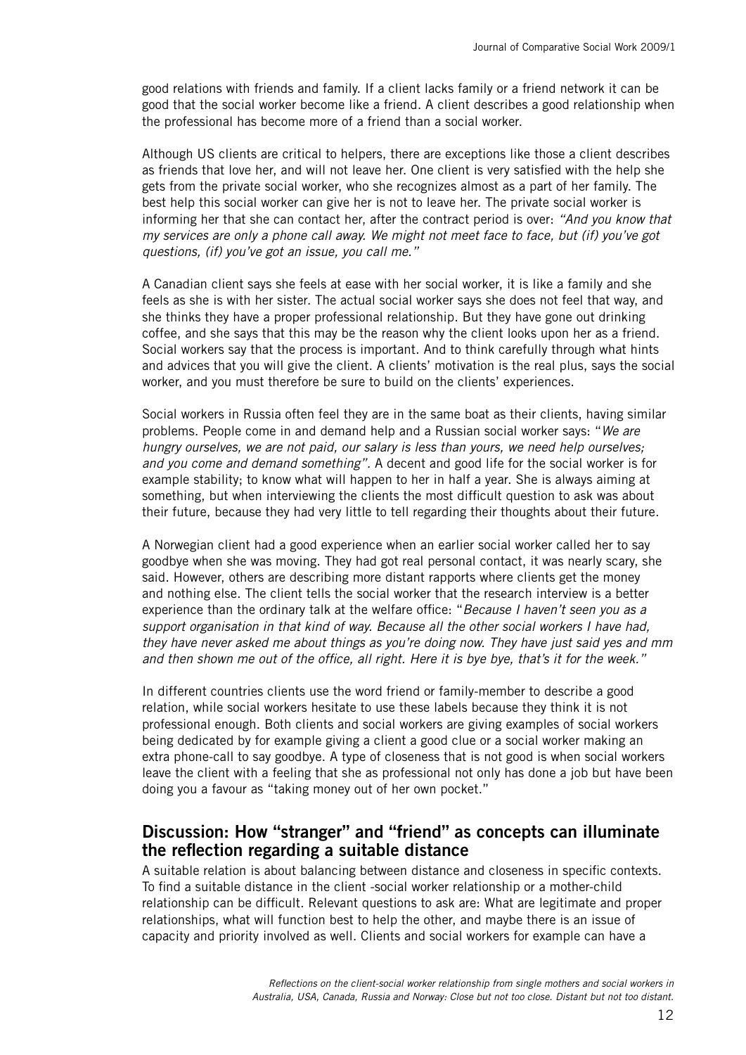good relations with friends and family. If a client lacks family or a friend network it can be good that the social worker become like a friend. A client describes a good relationship when the professional has become more of a friend than a social worker.

Although US clients are critical to helpers, there are exceptions like those a client describes as friends that love her, and will not leave her. One client is very satisfied with the help she gets from the private social worker, who she recognizes almost as a part of her family. The best help this social worker can give her is not to leave her. The private social worker is informing her that she can contact her, after the contract period is over: *"And you know that my services are only a phone call away. We might not meet face to face, but (if) you've got questions, (if) you've got an issue, you call me."*

A Canadian client says she feels at ease with her social worker, it is like a family and she feels as she is with her sister. The actual social worker says she does not feel that way, and she thinks they have a proper professional relationship. But they have gone out drinking coffee, and she says that this may be the reason why the client looks upon her as a friend. Social workers say that the process is important. And to think carefully through what hints and advices that you will give the client. A clients' motivation is the real plus, says the social worker, and you must therefore be sure to build on the clients' experiences.

Social workers in Russia often feel they are in the same boat as their clients, having similar problems. People come in and demand help and a Russian social worker says: "*We are hungry ourselves, we are not paid, our salary is less than yours, we need help ourselves; and you come and demand something"*. A decent and good life for the social worker is for example stability; to know what will happen to her in half a year. She is always aiming at something, but when interviewing the clients the most difficult question to ask was about their future, because they had very little to tell regarding their thoughts about their future.

A Norwegian client had a good experience when an earlier social worker called her to say goodbye when she was moving. They had got real personal contact, it was nearly scary, she said. However, others are describing more distant rapports where clients get the money and nothing else. The client tells the social worker that the research interview is a better experience than the ordinary talk at the welfare office: "*Because I haven't seen you as a support organisation in that kind of way. Because all the other social workers I have had, they have never asked me about things as you're doing now. They have just said yes and mm and then shown me out of the office, all right. Here it is bye bye, that's it for the week."*

In different countries clients use the word friend or family-member to describe a good relation, while social workers hesitate to use these labels because they think it is not professional enough. Both clients and social workers are giving examples of social workers being dedicated by for example giving a client a good clue or a social worker making an extra phone-call to say goodbye. A type of closeness that is not good is when social workers leave the client with a feeling that she as professional not only has done a job but have been doing you a favour as "taking money out of her own pocket."

## Discussion: How "stranger" and "friend" as concepts can illuminate the reflection regarding a suitable distance

A suitable relation is about balancing between distance and closeness in specific contexts. To find a suitable distance in the client -social worker relationship or a mother-child relationship can be difficult. Relevant questions to ask are: What are legitimate and proper relationships, what will function best to help the other, and maybe there is an issue of capacity and priority involved as well. Clients and social workers for example can have a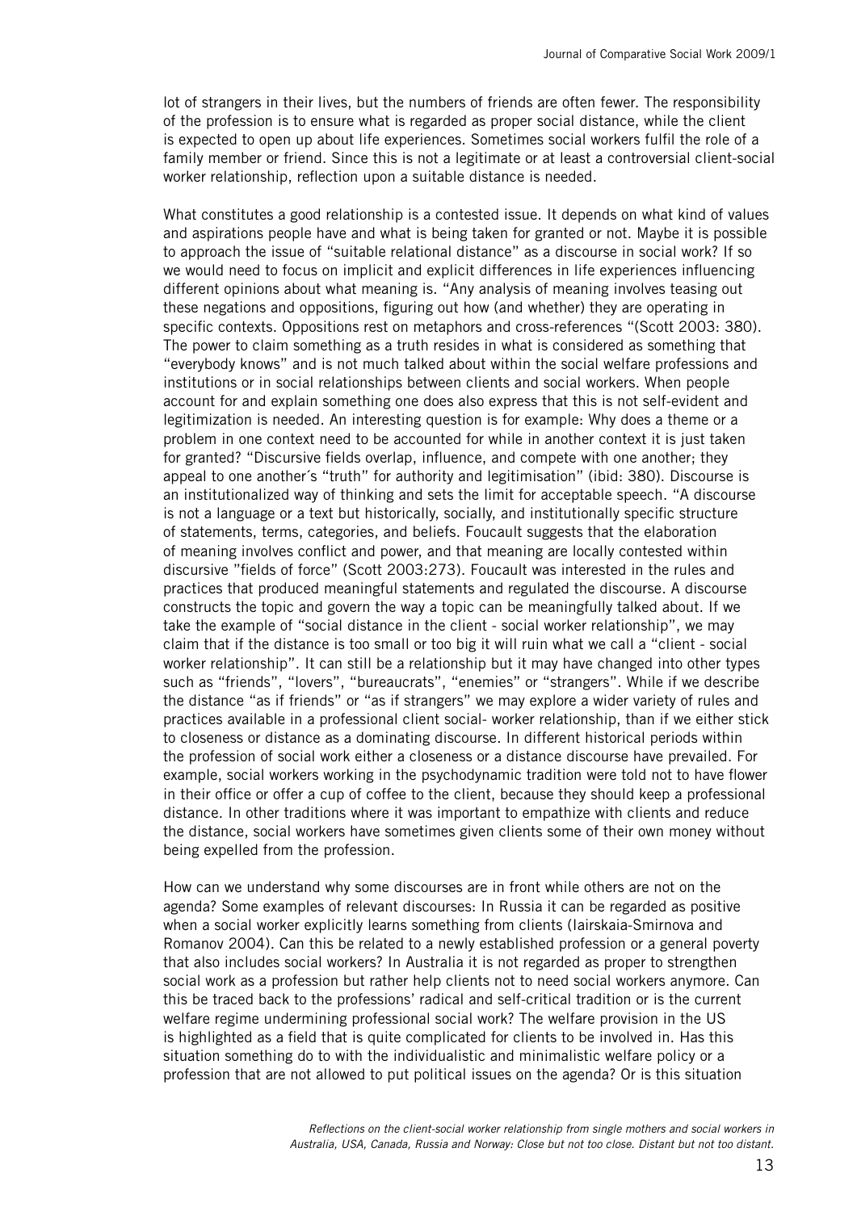lot of strangers in their lives, but the numbers of friends are often fewer. The responsibility of the profession is to ensure what is regarded as proper social distance, while the client is expected to open up about life experiences. Sometimes social workers fulfil the role of a family member or friend. Since this is not a legitimate or at least a controversial client-social worker relationship, reflection upon a suitable distance is needed.

What constitutes a good relationship is a contested issue. It depends on what kind of values and aspirations people have and what is being taken for granted or not. Maybe it is possible to approach the issue of "suitable relational distance" as a discourse in social work? If so we would need to focus on implicit and explicit differences in life experiences influencing different opinions about what meaning is. "Any analysis of meaning involves teasing out these negations and oppositions, figuring out how (and whether) they are operating in specific contexts. Oppositions rest on metaphors and cross-references "(Scott 2003: 380). The power to claim something as a truth resides in what is considered as something that "everybody knows" and is not much talked about within the social welfare professions and institutions or in social relationships between clients and social workers. When people account for and explain something one does also express that this is not self-evident and legitimization is needed. An interesting question is for example: Why does a theme or a problem in one context need to be accounted for while in another context it is just taken for granted? "Discursive fields overlap, influence, and compete with one another; they appeal to one another´s "truth" for authority and legitimisation" (ibid: 380). Discourse is an institutionalized way of thinking and sets the limit for acceptable speech. "A discourse is not a language or a text but historically, socially, and institutionally specific structure of statements, terms, categories, and beliefs. Foucault suggests that the elaboration of meaning involves conflict and power, and that meaning are locally contested within discursive "fields of force" (Scott 2003:273). Foucault was interested in the rules and practices that produced meaningful statements and regulated the discourse. A discourse constructs the topic and govern the way a topic can be meaningfully talked about. If we take the example of "social distance in the client - social worker relationship", we may claim that if the distance is too small or too big it will ruin what we call a "client - social worker relationship". It can still be a relationship but it may have changed into other types such as "friends", "lovers", "bureaucrats", "enemies" or "strangers". While if we describe the distance "as if friends" or "as if strangers" we may explore a wider variety of rules and practices available in a professional client social- worker relationship, than if we either stick to closeness or distance as a dominating discourse. In different historical periods within the profession of social work either a closeness or a distance discourse have prevailed. For example, social workers working in the psychodynamic tradition were told not to have flower in their office or offer a cup of coffee to the client, because they should keep a professional distance. In other traditions where it was important to empathize with clients and reduce the distance, social workers have sometimes given clients some of their own money without being expelled from the profession.

How can we understand why some discourses are in front while others are not on the agenda? Some examples of relevant discourses: In Russia it can be regarded as positive when a social worker explicitly learns something from clients (Iairskaia-Smirnova and Romanov 2004). Can this be related to a newly established profession or a general poverty that also includes social workers? In Australia it is not regarded as proper to strengthen social work as a profession but rather help clients not to need social workers anymore. Can this be traced back to the professions' radical and self-critical tradition or is the current welfare regime undermining professional social work? The welfare provision in the US is highlighted as a field that is quite complicated for clients to be involved in. Has this situation something do to with the individualistic and minimalistic welfare policy or a profession that are not allowed to put political issues on the agenda? Or is this situation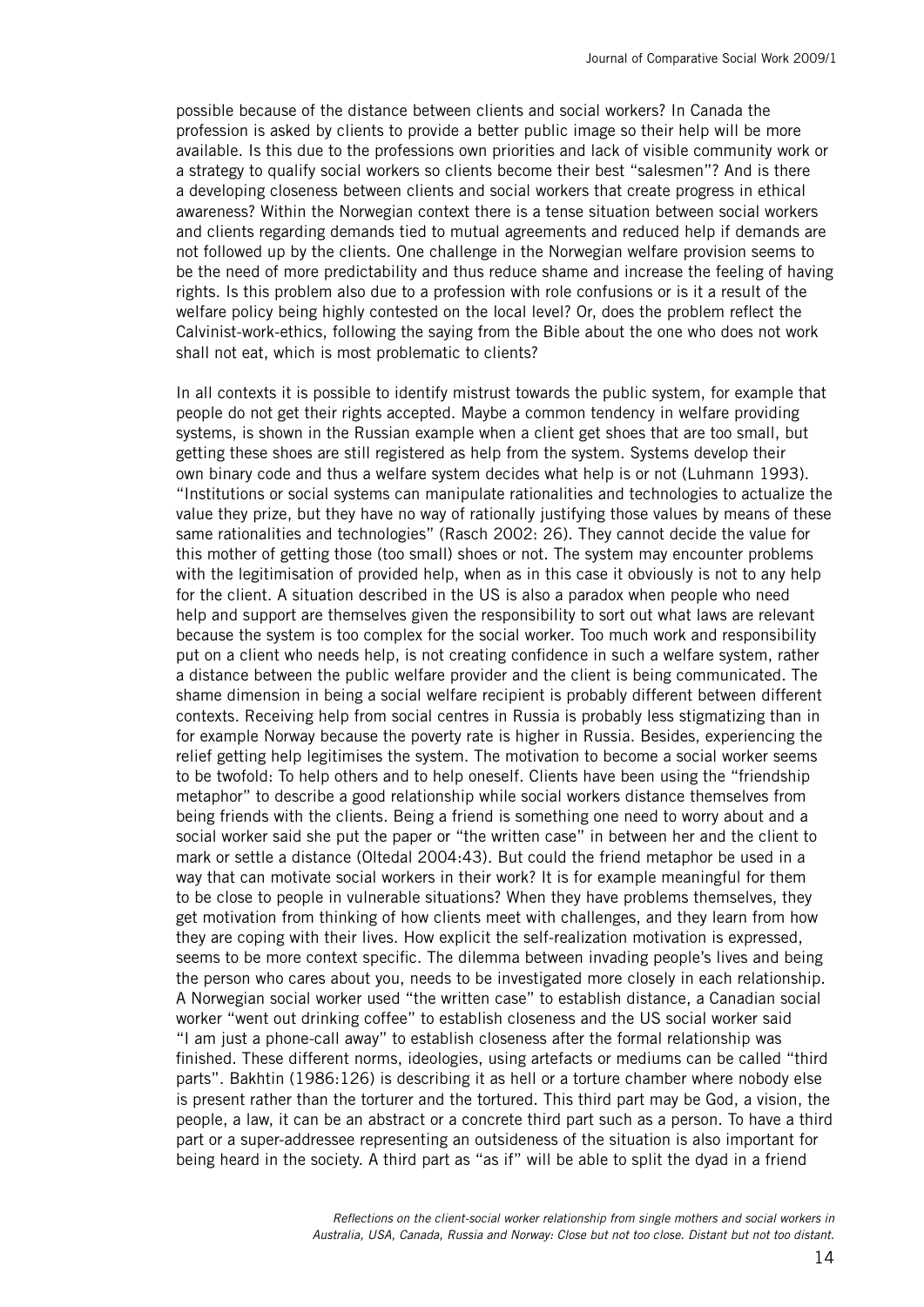possible because of the distance between clients and social workers? In Canada the profession is asked by clients to provide a better public image so their help will be more available. Is this due to the professions own priorities and lack of visible community work or a strategy to qualify social workers so clients become their best "salesmen"? And is there a developing closeness between clients and social workers that create progress in ethical awareness? Within the Norwegian context there is a tense situation between social workers and clients regarding demands tied to mutual agreements and reduced help if demands are not followed up by the clients. One challenge in the Norwegian welfare provision seems to be the need of more predictability and thus reduce shame and increase the feeling of having rights. Is this problem also due to a profession with role confusions or is it a result of the welfare policy being highly contested on the local level? Or, does the problem reflect the Calvinist-work-ethics, following the saying from the Bible about the one who does not work shall not eat, which is most problematic to clients?

In all contexts it is possible to identify mistrust towards the public system, for example that people do not get their rights accepted. Maybe a common tendency in welfare providing systems, is shown in the Russian example when a client get shoes that are too small, but getting these shoes are still registered as help from the system. Systems develop their own binary code and thus a welfare system decides what help is or not (Luhmann 1993). "Institutions or social systems can manipulate rationalities and technologies to actualize the value they prize, but they have no way of rationally justifying those values by means of these same rationalities and technologies" (Rasch 2002: 26). They cannot decide the value for this mother of getting those (too small) shoes or not. The system may encounter problems with the legitimisation of provided help, when as in this case it obviously is not to any help for the client. A situation described in the US is also a paradox when people who need help and support are themselves given the responsibility to sort out what laws are relevant because the system is too complex for the social worker. Too much work and responsibility put on a client who needs help, is not creating confidence in such a welfare system, rather a distance between the public welfare provider and the client is being communicated. The shame dimension in being a social welfare recipient is probably different between different contexts. Receiving help from social centres in Russia is probably less stigmatizing than in for example Norway because the poverty rate is higher in Russia. Besides, experiencing the relief getting help legitimises the system. The motivation to become a social worker seems to be twofold: To help others and to help oneself. Clients have been using the "friendship metaphor" to describe a good relationship while social workers distance themselves from being friends with the clients. Being a friend is something one need to worry about and a social worker said she put the paper or "the written case" in between her and the client to mark or settle a distance (Oltedal 2004:43). But could the friend metaphor be used in a way that can motivate social workers in their work? It is for example meaningful for them to be close to people in vulnerable situations? When they have problems themselves, they get motivation from thinking of how clients meet with challenges, and they learn from how they are coping with their lives. How explicit the self-realization motivation is expressed, seems to be more context specific. The dilemma between invading people's lives and being the person who cares about you, needs to be investigated more closely in each relationship. A Norwegian social worker used "the written case" to establish distance, a Canadian social worker "went out drinking coffee" to establish closeness and the US social worker said "I am just a phone-call away" to establish closeness after the formal relationship was finished. These different norms, ideologies, using artefacts or mediums can be called "third parts". Bakhtin (1986:126) is describing it as hell or a torture chamber where nobody else is present rather than the torturer and the tortured. This third part may be God, a vision, the people, a law, it can be an abstract or a concrete third part such as a person. To have a third part or a super-addressee representing an outsideness of the situation is also important for being heard in the society. A third part as "as if" will be able to split the dyad in a friend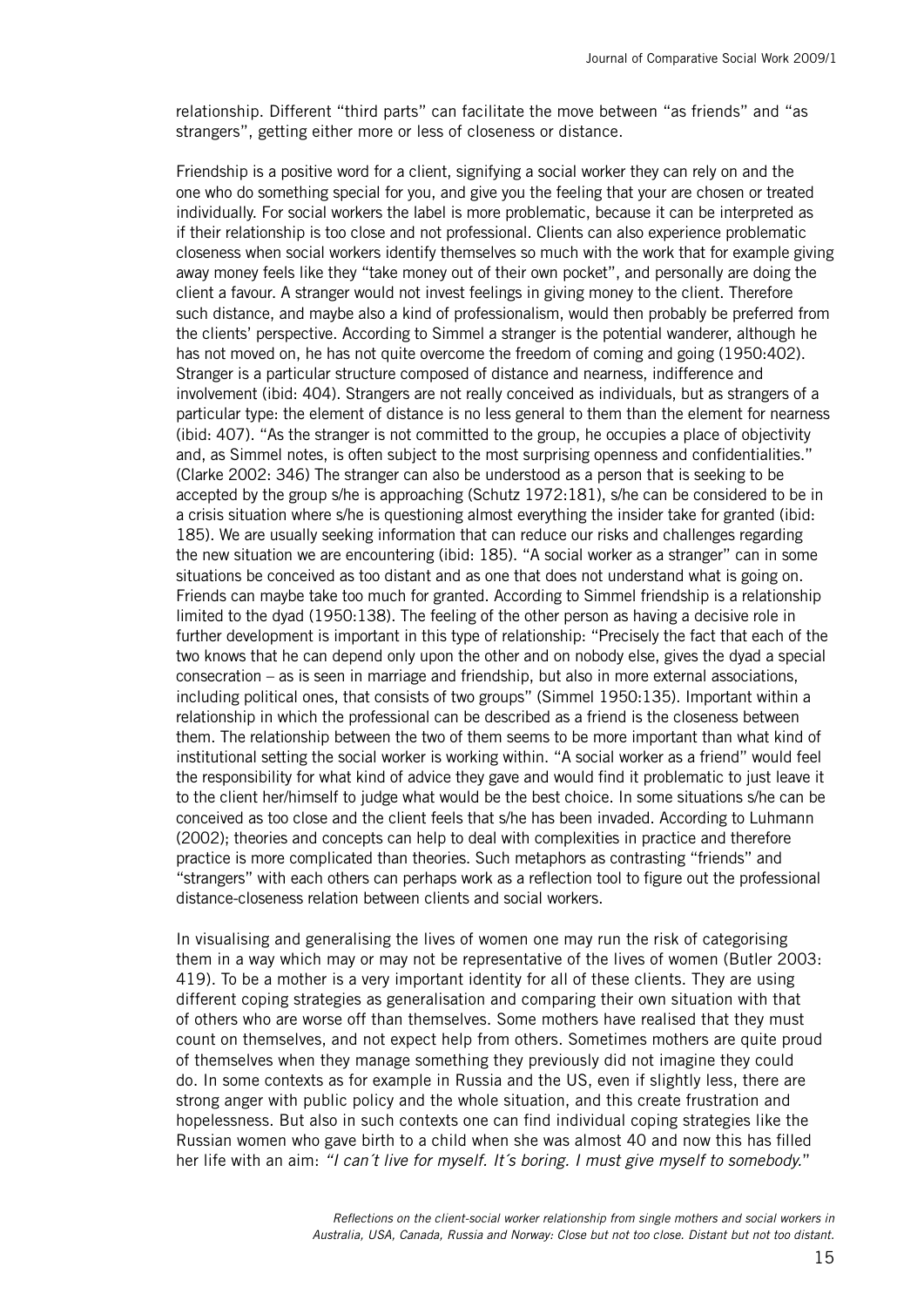relationship. Different "third parts" can facilitate the move between "as friends" and "as strangers", getting either more or less of closeness or distance.

Friendship is a positive word for a client, signifying a social worker they can rely on and the one who do something special for you, and give you the feeling that your are chosen or treated individually. For social workers the label is more problematic, because it can be interpreted as if their relationship is too close and not professional. Clients can also experience problematic closeness when social workers identify themselves so much with the work that for example giving away money feels like they "take money out of their own pocket", and personally are doing the client a favour. A stranger would not invest feelings in giving money to the client. Therefore such distance, and maybe also a kind of professionalism, would then probably be preferred from the clients' perspective. According to Simmel a stranger is the potential wanderer, although he has not moved on, he has not quite overcome the freedom of coming and going (1950:402). Stranger is a particular structure composed of distance and nearness, indifference and involvement (ibid: 404). Strangers are not really conceived as individuals, but as strangers of a particular type: the element of distance is no less general to them than the element for nearness (ibid: 407). "As the stranger is not committed to the group, he occupies a place of objectivity and, as Simmel notes, is often subject to the most surprising openness and confidentialities." (Clarke 2002: 346) The stranger can also be understood as a person that is seeking to be accepted by the group s/he is approaching (Schutz 1972:181), s/he can be considered to be in a crisis situation where s/he is questioning almost everything the insider take for granted (ibid: 185). We are usually seeking information that can reduce our risks and challenges regarding the new situation we are encountering (ibid: 185). "A social worker as a stranger" can in some situations be conceived as too distant and as one that does not understand what is going on. Friends can maybe take too much for granted. According to Simmel friendship is a relationship limited to the dyad (1950:138). The feeling of the other person as having a decisive role in further development is important in this type of relationship: "Precisely the fact that each of the two knows that he can depend only upon the other and on nobody else, gives the dyad a special consecration – as is seen in marriage and friendship, but also in more external associations, including political ones, that consists of two groups" (Simmel 1950:135). Important within a relationship in which the professional can be described as a friend is the closeness between them. The relationship between the two of them seems to be more important than what kind of institutional setting the social worker is working within. "A social worker as a friend" would feel the responsibility for what kind of advice they gave and would find it problematic to just leave it to the client her/himself to judge what would be the best choice. In some situations s/he can be conceived as too close and the client feels that s/he has been invaded. According to Luhmann (2002); theories and concepts can help to deal with complexities in practice and therefore practice is more complicated than theories. Such metaphors as contrasting "friends" and "strangers" with each others can perhaps work as a reflection tool to figure out the professional distance-closeness relation between clients and social workers.

In visualising and generalising the lives of women one may run the risk of categorising them in a way which may or may not be representative of the lives of women (Butler 2003: 419). To be a mother is a very important identity for all of these clients. They are using different coping strategies as generalisation and comparing their own situation with that of others who are worse off than themselves. Some mothers have realised that they must count on themselves, and not expect help from others. Sometimes mothers are quite proud of themselves when they manage something they previously did not imagine they could do. In some contexts as for example in Russia and the US, even if slightly less, there are strong anger with public policy and the whole situation, and this create frustration and hopelessness. But also in such contexts one can find individual coping strategies like the Russian women who gave birth to a child when she was almost 40 and now this has filled her life with an aim: *"I can´t live for myself. It´s boring. I must give myself to somebody."*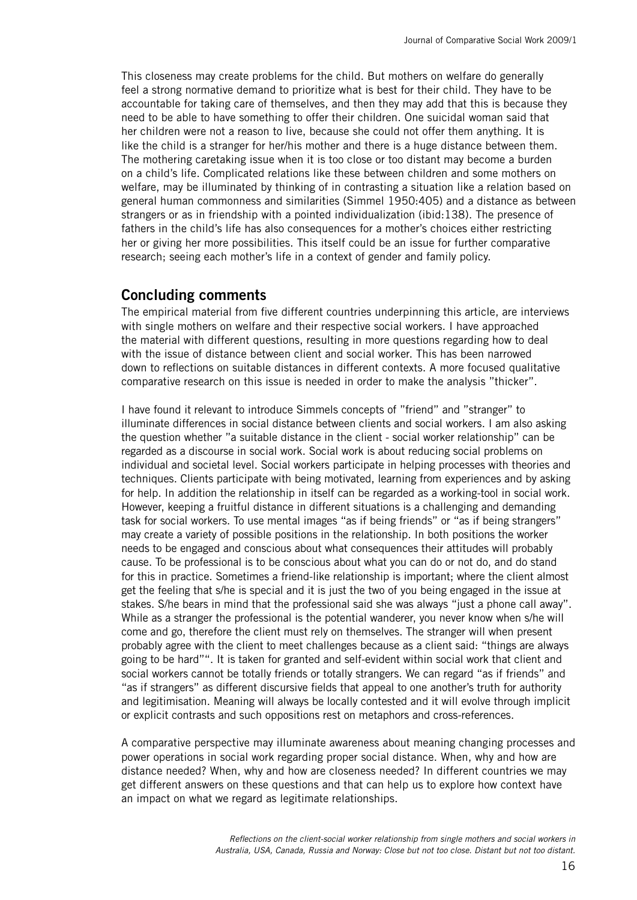This closeness may create problems for the child. But mothers on welfare do generally feel a strong normative demand to prioritize what is best for their child. They have to be accountable for taking care of themselves, and then they may add that this is because they need to be able to have something to offer their children. One suicidal woman said that her children were not a reason to live, because she could not offer them anything. It is like the child is a stranger for her/his mother and there is a huge distance between them. The mothering caretaking issue when it is too close or too distant may become a burden on a child's life. Complicated relations like these between children and some mothers on welfare, may be illuminated by thinking of in contrasting a situation like a relation based on general human commonness and similarities (Simmel 1950:405) and a distance as between strangers or as in friendship with a pointed individualization (ibid:138). The presence of fathers in the child's life has also consequences for a mother's choices either restricting her or giving her more possibilities. This itself could be an issue for further comparative research; seeing each mother's life in a context of gender and family policy.

## Concluding comments

The empirical material from five different countries underpinning this article, are interviews with single mothers on welfare and their respective social workers. I have approached the material with different questions, resulting in more questions regarding how to deal with the issue of distance between client and social worker. This has been narrowed down to reflections on suitable distances in different contexts. A more focused qualitative comparative research on this issue is needed in order to make the analysis "thicker".

I have found it relevant to introduce Simmels concepts of "friend" and "stranger" to illuminate differences in social distance between clients and social workers. I am also asking the question whether "a suitable distance in the client - social worker relationship" can be regarded as a discourse in social work. Social work is about reducing social problems on individual and societal level. Social workers participate in helping processes with theories and techniques. Clients participate with being motivated, learning from experiences and by asking for help. In addition the relationship in itself can be regarded as a working-tool in social work. However, keeping a fruitful distance in different situations is a challenging and demanding task for social workers. To use mental images "as if being friends" or "as if being strangers" may create a variety of possible positions in the relationship. In both positions the worker needs to be engaged and conscious about what consequences their attitudes will probably cause. To be professional is to be conscious about what you can do or not do, and do stand for this in practice. Sometimes a friend-like relationship is important; where the client almost get the feeling that s/he is special and it is just the two of you being engaged in the issue at stakes. S/he bears in mind that the professional said she was always "just a phone call away". While as a stranger the professional is the potential wanderer, you never know when s/he will come and go, therefore the client must rely on themselves. The stranger will when present probably agree with the client to meet challenges because as a client said: "things are always going to be hard"". It is taken for granted and self-evident within social work that client and social workers cannot be totally friends or totally strangers. We can regard "as if friends" and "as if strangers" as different discursive fields that appeal to one another's truth for authority and legitimisation. Meaning will always be locally contested and it will evolve through implicit or explicit contrasts and such oppositions rest on metaphors and cross-references.

A comparative perspective may illuminate awareness about meaning changing processes and power operations in social work regarding proper social distance. When, why and how are distance needed? When, why and how are closeness needed? In different countries we may get different answers on these questions and that can help us to explore how context have an impact on what we regard as legitimate relationships.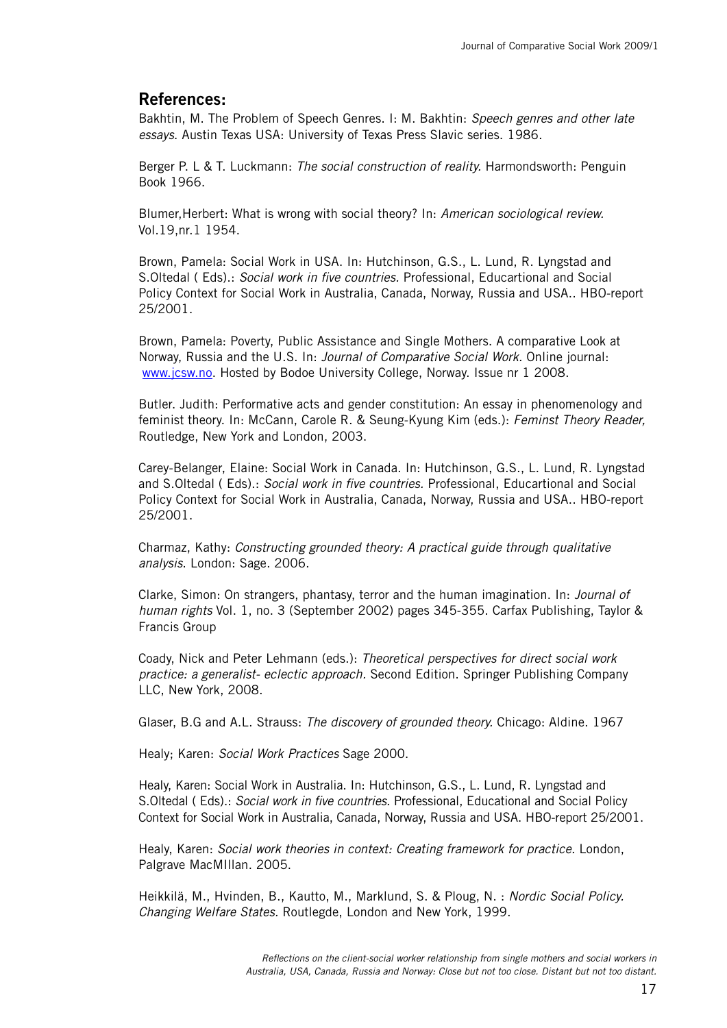## References:

Bakhtin, M. The Problem of Speech Genres. I: M. Bakhtin: *Speech genres and other late essays*. Austin Texas USA: University of Texas Press Slavic series. 1986.

Berger P. L & T. Luckmann: *The social construction of reality.* Harmondsworth: Penguin Book 1966.

Blumer,Herbert: What is wrong with social theory? In: *American sociological review.* Vol.19,nr.1 1954.

Brown, Pamela: Social Work in USA. In: Hutchinson, G.S., L. Lund, R. Lyngstad and S.Oltedal ( Eds).: *Social work in five countries.* Professional, Educartional and Social Policy Context for Social Work in Australia, Canada, Norway, Russia and USA.. HBO-report 25/2001.

Brown, Pamela: Poverty, Public Assistance and Single Mothers. A comparative Look at Norway, Russia and the U.S. In: *Journal of Comparative Social Work.* Online journal: www.jcsw.no. Hosted by Bodoe University College, Norway. Issue nr 1 2008.

Butler. Judith: Performative acts and gender constitution: An essay in phenomenology and feminist theory. In: McCann, Carole R. & Seung-Kyung Kim (eds.): *Feminst Theory Reader,* Routledge, New York and London, 2003.

Carey-Belanger, Elaine: Social Work in Canada. In: Hutchinson, G.S., L. Lund, R. Lyngstad and S.Oltedal ( Eds).: *Social work in five countries.* Professional, Educartional and Social Policy Context for Social Work in Australia, Canada, Norway, Russia and USA.. HBO-report 25/2001.

Charmaz, Kathy: *Constructing grounded theory: A practical guide through qualitative analysis.* London: Sage. 2006.

Clarke, Simon: On strangers, phantasy, terror and the human imagination. In: *Journal of human rights* Vol. 1, no. 3 (September 2002) pages 345-355. Carfax Publishing, Taylor & Francis Group

Coady, Nick and Peter Lehmann (eds.): *Theoretical perspectives for direct social work practice: a generalist- eclectic approach.* Second Edition. Springer Publishing Company LLC, New York, 2008.

Glaser, B.G and A.L. Strauss: *The discovery of grounded theory.* Chicago: Aldine. 1967

Healy; Karen: *Social Work Practices* Sage 2000.

Healy, Karen: Social Work in Australia. In: Hutchinson, G.S., L. Lund, R. Lyngstad and S.Oltedal ( Eds).: *Social work in five countries.* Professional, Educational and Social Policy Context for Social Work in Australia, Canada, Norway, Russia and USA. HBO-report 25/2001.

Healy, Karen: *Social work theories in context: Creating framework for practice.* London, Palgrave MacMIllan. 2005.

Heikkilä, M., Hvinden, B., Kautto, M., Marklund, S. & Ploug, N. : *Nordic Social Policy. Changing Welfare States.* Routlegde, London and New York, 1999.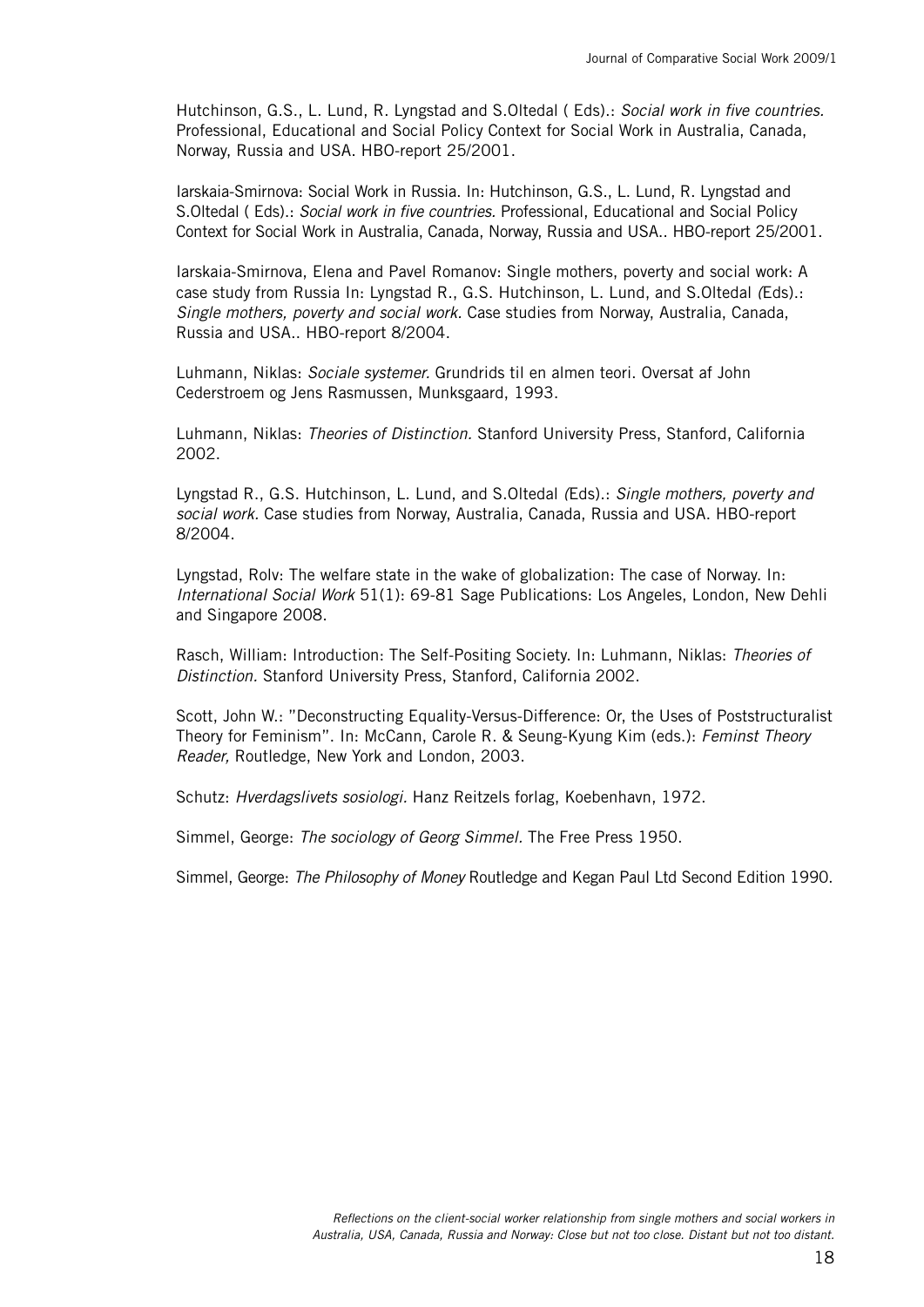Hutchinson, G.S., L. Lund, R. Lyngstad and S.Oltedal ( Eds).: *Social work in five countries.* Professional, Educational and Social Policy Context for Social Work in Australia, Canada, Norway, Russia and USA. HBO-report 25/2001.

Iarskaia-Smirnova: Social Work in Russia. In: Hutchinson, G.S., L. Lund, R. Lyngstad and S.Oltedal ( Eds).: *Social work in five countries.* Professional, Educational and Social Policy Context for Social Work in Australia, Canada, Norway, Russia and USA.. HBO-report 25/2001.

Iarskaia-Smirnova, Elena and Pavel Romanov: Single mothers, poverty and social work: A case study from Russia In: Lyngstad R., G.S. Hutchinson, L. Lund, and S.Oltedal *(*Eds).: *Single mothers, poverty and social work.* Case studies from Norway, Australia, Canada, Russia and USA.. HBO-report 8/2004.

Luhmann, Niklas: *Sociale systemer.* Grundrids til en almen teori. Oversat af John Cederstroem og Jens Rasmussen, Munksgaard, 1993.

Luhmann, Niklas: *Theories of Distinction.* Stanford University Press, Stanford, California 2002.

Lyngstad R., G.S. Hutchinson, L. Lund, and S.Oltedal *(*Eds).: *Single mothers, poverty and social work.* Case studies from Norway, Australia, Canada, Russia and USA. HBO-report 8/2004.

Lyngstad, Rolv: The welfare state in the wake of globalization: The case of Norway. In: *International Social Work* 51(1): 69-81 Sage Publications: Los Angeles, London, New Dehli and Singapore 2008.

Rasch, William: Introduction: The Self-Positing Society. In: Luhmann, Niklas: *Theories of Distinction.* Stanford University Press, Stanford, California 2002.

Scott, John W.: "Deconstructing Equality-Versus-Difference: Or, the Uses of Poststructuralist Theory for Feminism". In: McCann, Carole R. & Seung-Kyung Kim (eds.): *Feminst Theory Reader,* Routledge, New York and London, 2003.

Schutz: *Hverdagslivets sosiologi.* Hanz Reitzels forlag, Koebenhavn, 1972.

Simmel, George: *The sociology of Georg Simmel.* The Free Press 1950.

Simmel, George: *The Philosophy of Money* Routledge and Kegan Paul Ltd Second Edition 1990.